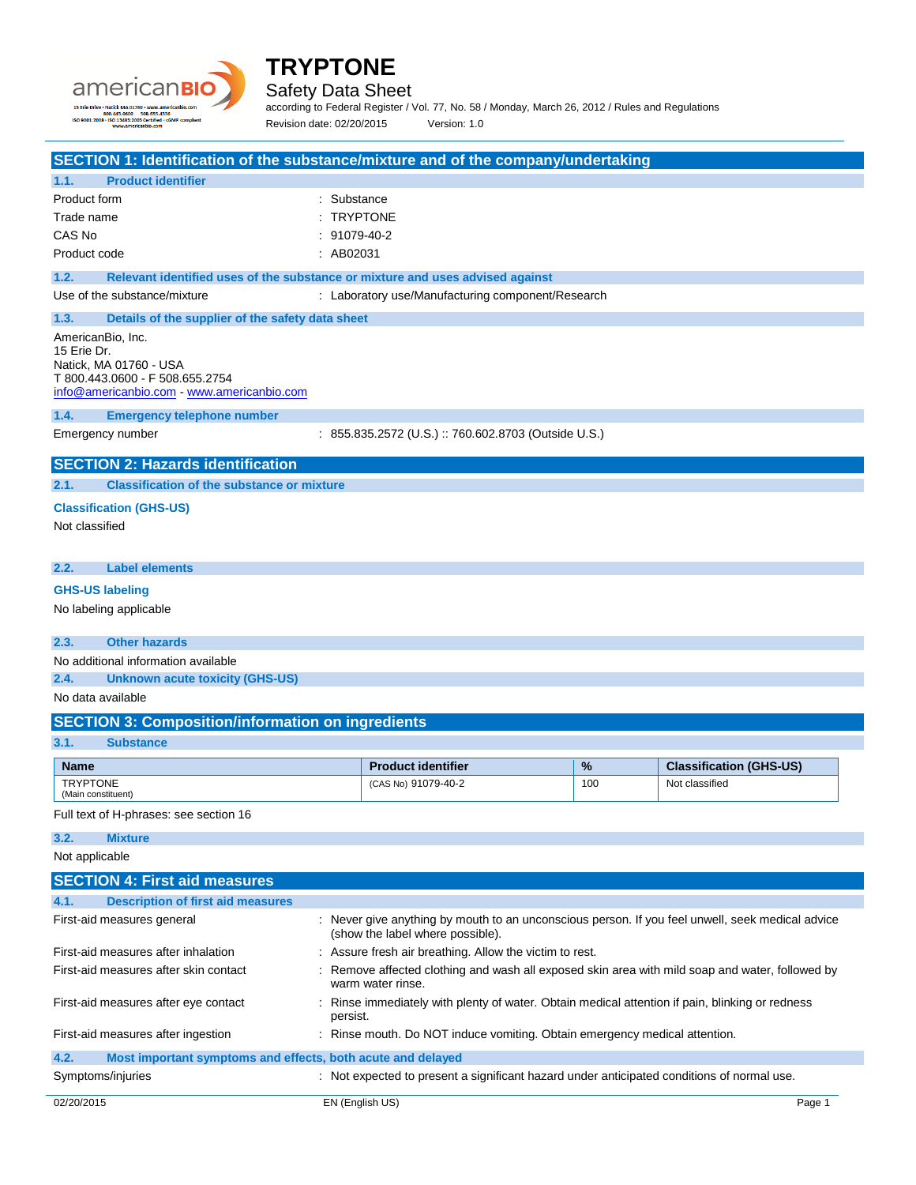# TRYPTONE

## Safety Data Sheet

according to Federal Register / Vol. 77, No. 58 / Monday, March 26, 2012 / Rules and Regulations

Revision date: 02/20/2015 Version: 1.0

## SECTION 1: Identification of the substance/mixture and of the company/undertaking

### 1.1. Product identifier

| | |
|---|---|
| Product form | : Substance |
| Trade name | : TRYPTONE |
| CAS No | : 91079-40-2 |
| Product code | : AB02031 |

### 1.2. Relevant identified uses of the substance or mixture and uses advised against

| | |
|---|---|
| Use of the substance/mixture | : Laboratory use/Manufacturing component/Research |

### 1.3. Details of the supplier of the safety data sheet

AmericanBio, Inc.
15 Erie Dr.
Natick, MA 01760 - USA
T 800.443.0600 - F 508.655.2754
info@americanbio.com - www.americanbio.com

### 1.4. Emergency telephone number

| | |
|---|---|
| Emergency number | : 855.835.2572 (U.S.) :: 760.602.8703 (Outside U.S.) |

## SECTION 2: Hazards identification

### 2.1. Classification of the substance or mixture

**Classification (GHS-US)**

Not classified

### 2.2. Label elements

**GHS-US labeling**

No labeling applicable

### 2.3. Other hazards

No additional information available

### 2.4. Unknown acute toxicity (GHS-US)

No data available

## SECTION 3: Composition/information on ingredients

### 3.1. Substance

| Name | Product identifier | % | Classification (GHS-US) |
|---|---|---|---|
| TRYPTONE (Main constituent) | (CAS No) 91079-40-2 | 100 | Not classified |

Full text of H-phrases: see section 16

### 3.2. Mixture

Not applicable

## SECTION 4: First aid measures

### 4.1. Description of first aid measures

| | |
|---|---|
| First-aid measures general | : Never give anything by mouth to an unconscious person. If you feel unwell, seek medical advice (show the label where possible). |
| First-aid measures after inhalation | : Assure fresh air breathing. Allow the victim to rest. |
| First-aid measures after skin contact | : Remove affected clothing and wash all exposed skin area with mild soap and water, followed by warm water rinse. |
| First-aid measures after eye contact | : Rinse immediately with plenty of water. Obtain medical attention if pain, blinking or redness persist. |
| First-aid measures after ingestion | : Rinse mouth. Do NOT induce vomiting. Obtain emergency medical attention. |

### 4.2. Most important symptoms and effects, both acute and delayed

| | |
|---|---|
| Symptoms/injuries | : Not expected to present a significant hazard under anticipated conditions of normal use. |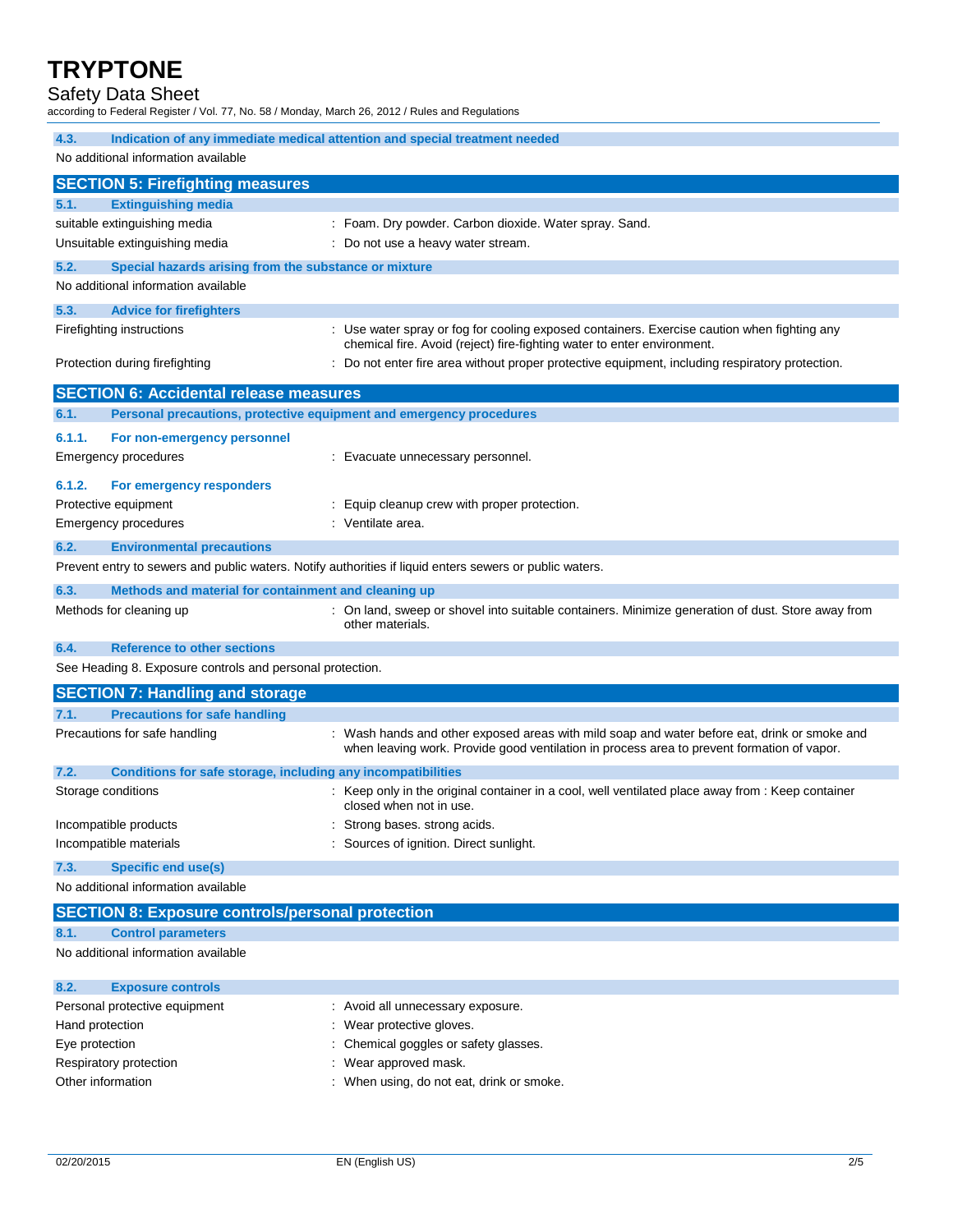### 4.3. Indication of any immediate medical attention and special treatment needed

No additional information available

## SECTION 5: Firefighting measures

### 5.1. Extinguishing media

| | |
|---|---|
| suitable extinguishing media | : Foam. Dry powder. Carbon dioxide. Water spray. Sand. |
| Unsuitable extinguishing media | : Do not use a heavy water stream. |

### 5.2. Special hazards arising from the substance or mixture

No additional information available

### 5.3. Advice for firefighters

| | |
|---|---|
| Firefighting instructions | : Use water spray or fog for cooling exposed containers. Exercise caution when fighting any chemical fire. Avoid (reject) fire-fighting water to enter environment. |
| Protection during firefighting | : Do not enter fire area without proper protective equipment, including respiratory protection. |

## SECTION 6: Accidental release measures

### 6.1. Personal precautions, protective equipment and emergency procedures

#### 6.1.1. For non-emergency personnel

| | |
|---|---|
| Emergency procedures | : Evacuate unnecessary personnel. |

#### 6.1.2. For emergency responders

| | |
|---|---|
| Protective equipment | : Equip cleanup crew with proper protection. |
| Emergency procedures | : Ventilate area. |

### 6.2. Environmental precautions

Prevent entry to sewers and public waters. Notify authorities if liquid enters sewers or public waters.

### 6.3. Methods and material for containment and cleaning up

| | |
|---|---|
| Methods for cleaning up | : On land, sweep or shovel into suitable containers. Minimize generation of dust. Store away from other materials. |

### 6.4. Reference to other sections

See Heading 8. Exposure controls and personal protection.

## SECTION 7: Handling and storage

### 7.1. Precautions for safe handling

| | |
|---|---|
| Precautions for safe handling | : Wash hands and other exposed areas with mild soap and water before eat, drink or smoke and when leaving work. Provide good ventilation in process area to prevent formation of vapor. |

### 7.2. Conditions for safe storage, including any incompatibilities

| | |
|---|---|
| Storage conditions | : Keep only in the original container in a cool, well ventilated place away from : Keep container closed when not in use. |
| Incompatible products | : Strong bases. strong acids. |
| Incompatible materials | : Sources of ignition. Direct sunlight. |

### 7.3. Specific end use(s)

No additional information available

## SECTION 8: Exposure controls/personal protection

### 8.1. Control parameters

No additional information available

### 8.2. Exposure controls

| | |
|---|---|
| Personal protective equipment | : Avoid all unnecessary exposure. |
| Hand protection | : Wear protective gloves. |
| Eye protection | : Chemical goggles or safety glasses. |
| Respiratory protection | : Wear approved mask. |
| Other information | : When using, do not eat, drink or smoke. |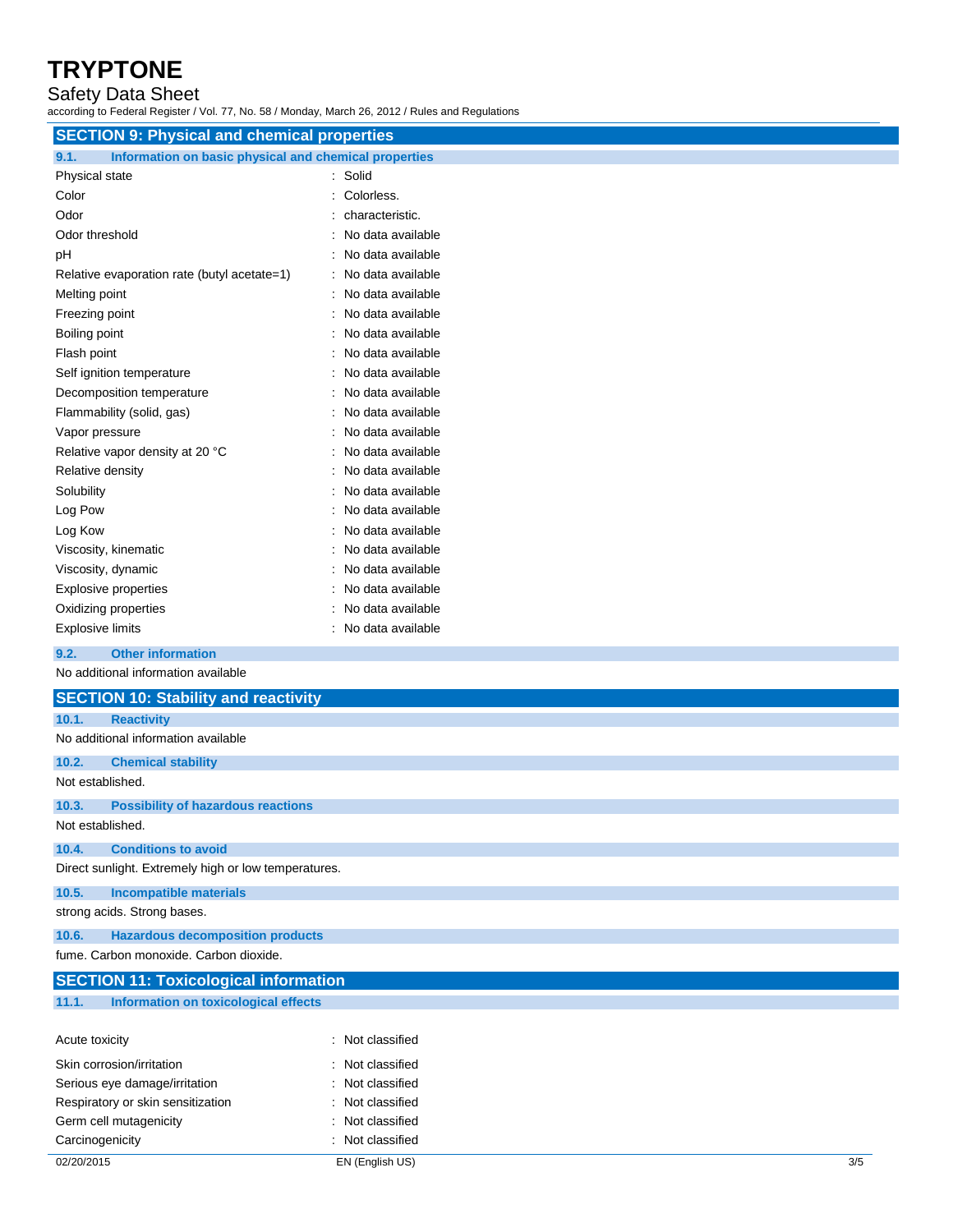## SECTION 9: Physical and chemical properties

### 9.1. Information on basic physical and chemical properties

| | |
|---|---|
| Physical state | : Solid |
| Color | : Colorless. |
| Odor | : characteristic. |
| Odor threshold | : No data available |
| pH | : No data available |
| Relative evaporation rate (butyl acetate=1) | : No data available |
| Melting point | : No data available |
| Freezing point | : No data available |
| Boiling point | : No data available |
| Flash point | : No data available |
| Self ignition temperature | : No data available |
| Decomposition temperature | : No data available |
| Flammability (solid, gas) | : No data available |
| Vapor pressure | : No data available |
| Relative vapor density at 20 °C | : No data available |
| Relative density | : No data available |
| Solubility | : No data available |
| Log Pow | : No data available |
| Log Kow | : No data available |
| Viscosity, kinematic | : No data available |
| Viscosity, dynamic | : No data available |
| Explosive properties | : No data available |
| Oxidizing properties | : No data available |
| Explosive limits | : No data available |

### 9.2. Other information

No additional information available

## SECTION 10: Stability and reactivity

### 10.1. Reactivity

No additional information available

### 10.2. Chemical stability

Not established.

### 10.3. Possibility of hazardous reactions

Not established.

### 10.4. Conditions to avoid

Direct sunlight. Extremely high or low temperatures.

### 10.5. Incompatible materials

strong acids. Strong bases.

### 10.6. Hazardous decomposition products

fume. Carbon monoxide. Carbon dioxide.

## SECTION 11: Toxicological information

### 11.1. Information on toxicological effects

| | |
|---|---|
| Acute toxicity | : Not classified |
| Skin corrosion/irritation | : Not classified |
| Serious eye damage/irritation | : Not classified |
| Respiratory or skin sensitization | : Not classified |
| Germ cell mutagenicity | : Not classified |
| Carcinogenicity | : Not classified |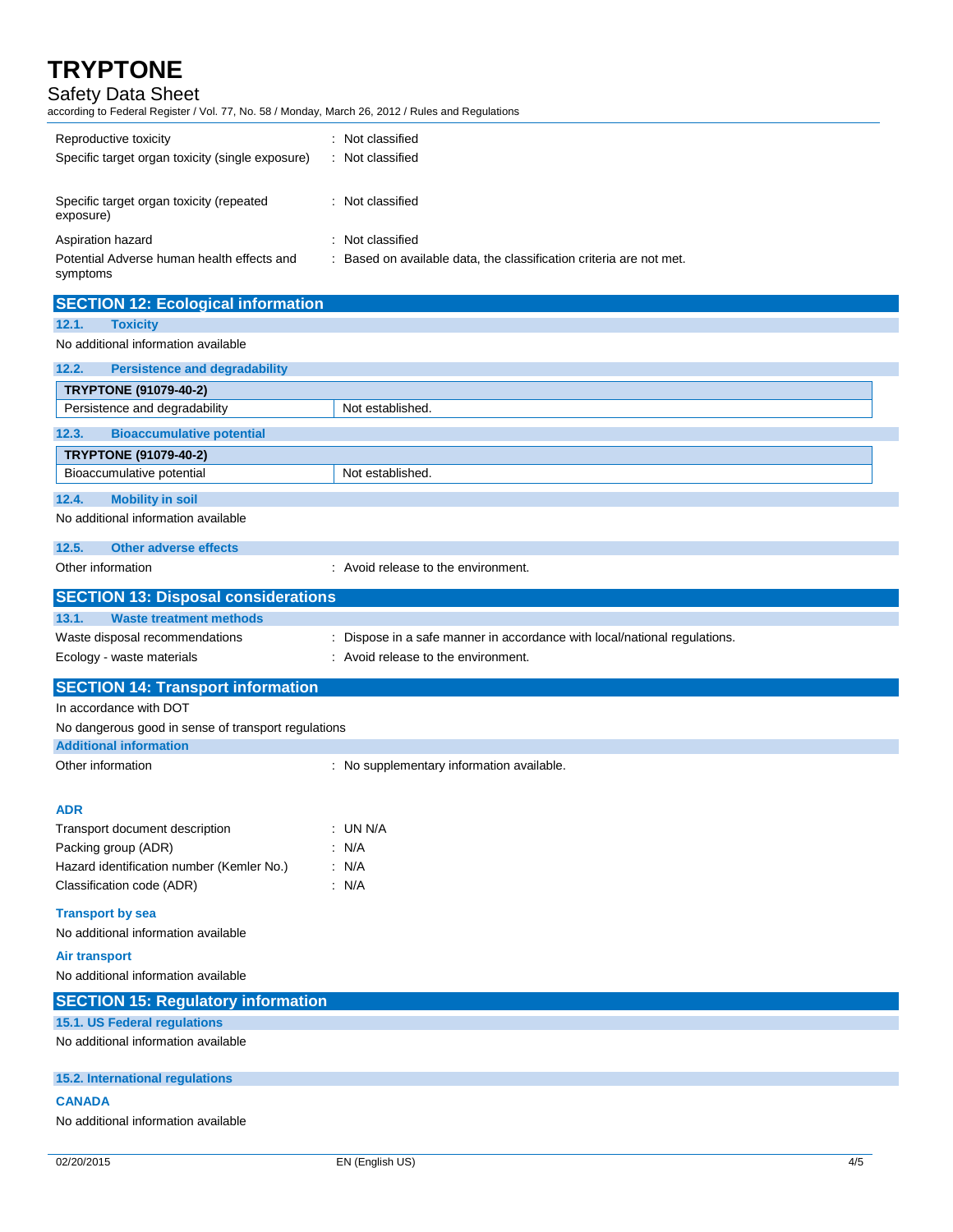| | |
|---|---|
| Reproductive toxicity | : Not classified |
| Specific target organ toxicity (single exposure) | : Not classified |
| Specific target organ toxicity (repeated exposure) | : Not classified |
| Aspiration hazard | : Not classified |
| Potential Adverse human health effects and symptoms | : Based on available data, the classification criteria are not met. |

## SECTION 12: Ecological information

### 12.1. Toxicity

No additional information available

### 12.2. Persistence and degradability

| TRYPTONE (91079-40-2) | |
|---|---|
| Persistence and degradability | Not established. |

### 12.3. Bioaccumulative potential

| TRYPTONE (91079-40-2) | |
|---|---|
| Bioaccumulative potential | Not established. |

### 12.4. Mobility in soil

No additional information available

### 12.5. Other adverse effects

Other information : Avoid release to the environment.

## SECTION 13: Disposal considerations

### 13.1. Waste treatment methods

| | |
|---|---|
| Waste disposal recommendations | : Dispose in a safe manner in accordance with local/national regulations. |
| Ecology - waste materials | : Avoid release to the environment. |

## SECTION 14: Transport information

In accordance with DOT

No dangerous good in sense of transport regulations

### Additional information

Other information : No supplementary information available.

### ADR

| | |
|---|---|
| Transport document description | : UN N/A |
| Packing group (ADR) | : N/A |
| Hazard identification number (Kemler No.) | : N/A |
| Classification code (ADR) | : N/A |

### Transport by sea

No additional information available

### Air transport

No additional information available

## SECTION 15: Regulatory information

### 15.1. US Federal regulations

No additional information available

### 15.2. International regulations

**CANADA**

No additional information available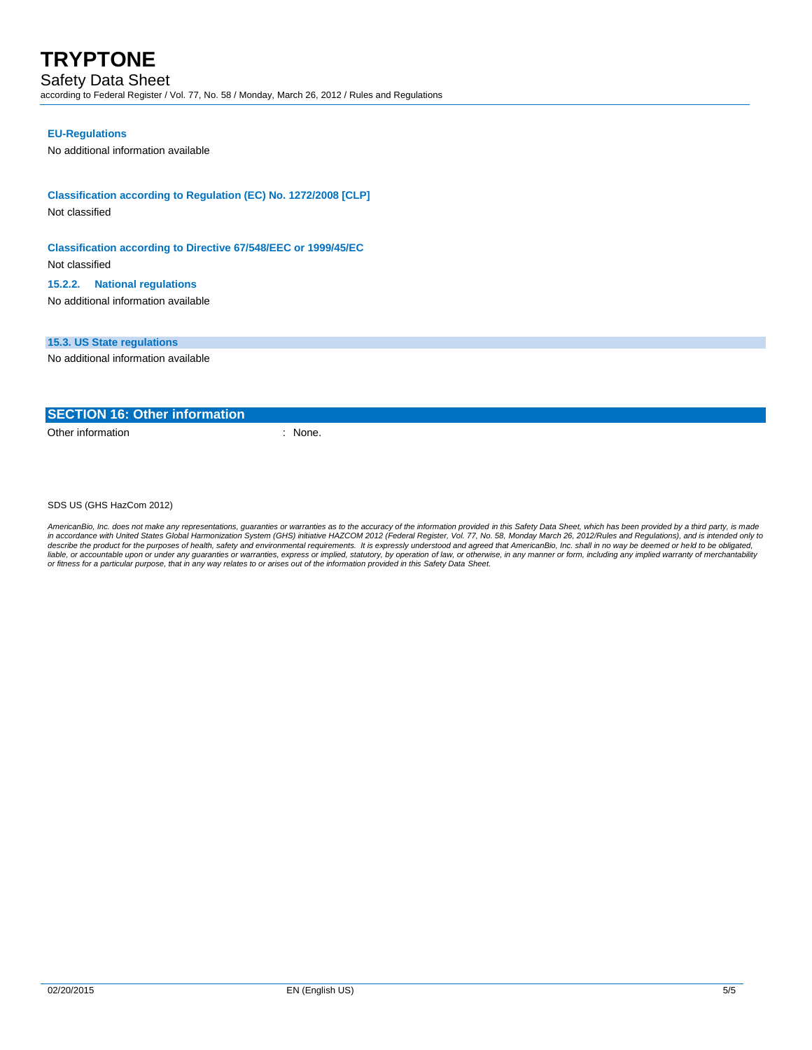#### EU-Regulations

No additional information available

#### Classification according to Regulation (EC) No. 1272/2008 [CLP]

Not classified

#### Classification according to Directive 67/548/EEC or 1999/45/EC

Not classified

#### 15.2.2. National regulations

No additional information available

### 15.3. US State regulations

No additional information available

## SECTION 16: Other information

Other information : None.

SDS US (GHS HazCom 2012)

*AmericanBio, Inc. does not make any representations, guaranties or warranties as to the accuracy of the information provided in this Safety Data Sheet, which has been provided by a third party, is made in accordance with United States Global Harmonization System (GHS) initiative HAZCOM 2012 (Federal Register, Vol. 77, No. 58, Monday March 26, 2012/Rules and Regulations), and is intended only to describe the product for the purposes of health, safety and environmental requirements. It is expressly understood and agreed that AmericanBio, Inc. shall in no way be deemed or held to be obligated, liable, or accountable upon or under any guaranties or warranties, express or implied, statutory, by operation of law, or otherwise, in any manner or form, including any implied warranty of merchantability or fitness for a particular purpose, that in any way relates to or arises out of the information provided in this Safety Data Sheet.*